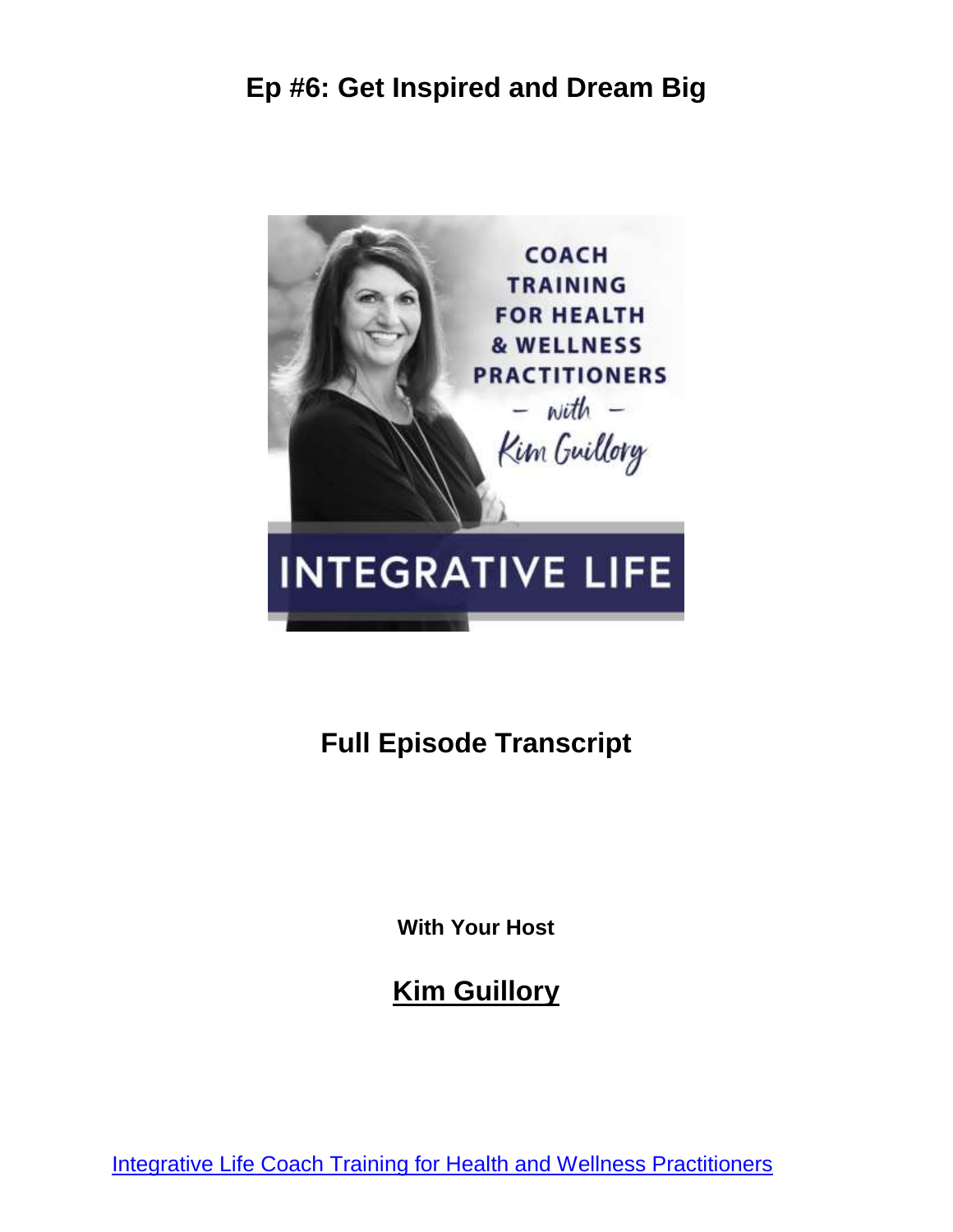# Ep #6: Get Inspired and Dream Big

COACH TRAINING FOR HEALTH & WELLNESS PRACTITIONERS

– with –

Kim Guillory

INTEGRATIVE LIFE

## Full Episode Transcript

**With Your Host**

## Kim Guillory

Integrative Life Coach Training for Health and Wellness Practitioners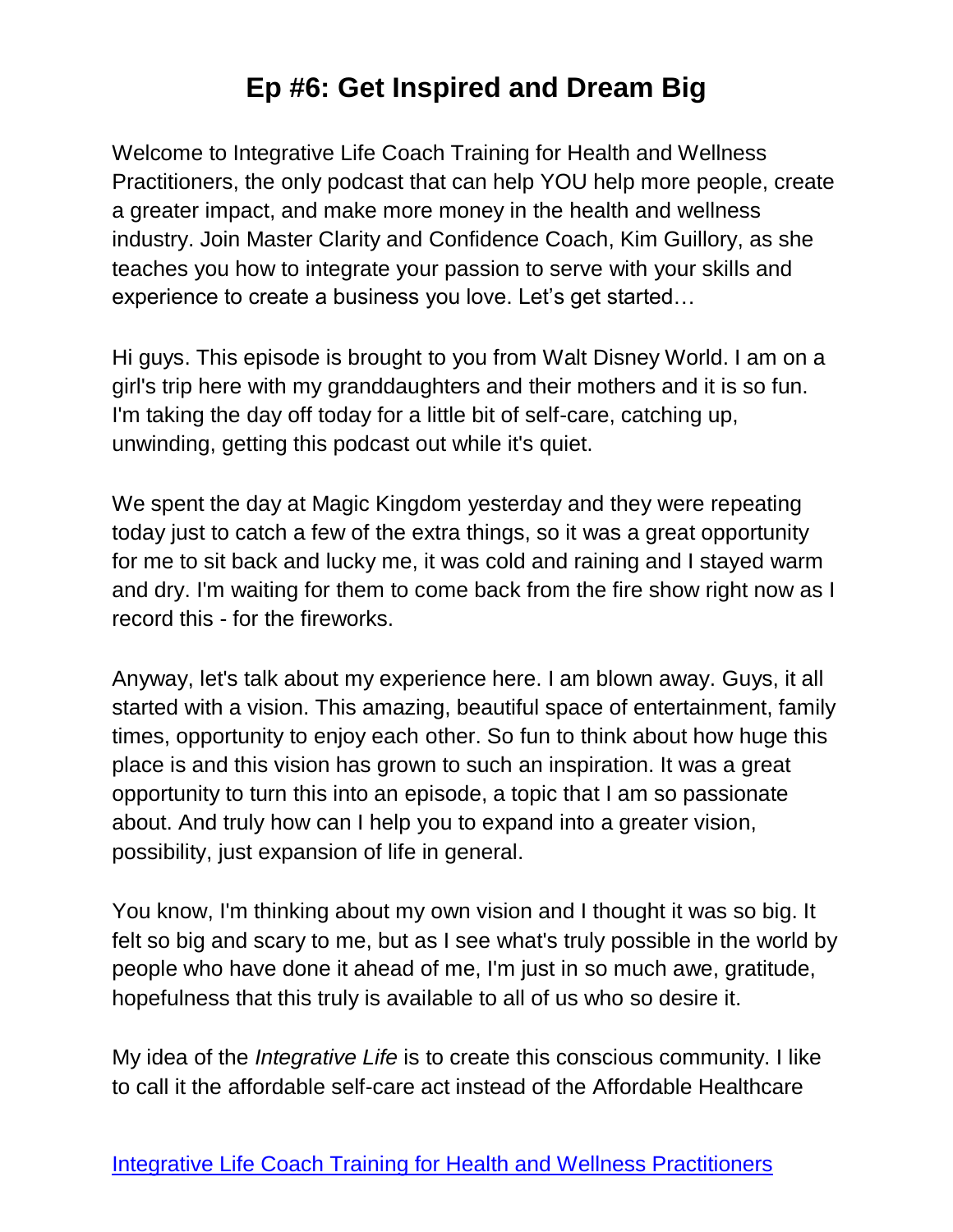# Ep #6: Get Inspired and Dream Big

Welcome to Integrative Life Coach Training for Health and Wellness Practitioners, the only podcast that can help YOU help more people, create a greater impact, and make more money in the health and wellness industry. Join Master Clarity and Confidence Coach, Kim Guillory, as she teaches you how to integrate your passion to serve with your skills and experience to create a business you love. Let's get started…

Hi guys. This episode is brought to you from Walt Disney World. I am on a girl's trip here with my granddaughters and their mothers and it is so fun. I'm taking the day off today for a little bit of self-care, catching up, unwinding, getting this podcast out while it's quiet.

We spent the day at Magic Kingdom yesterday and they were repeating today just to catch a few of the extra things, so it was a great opportunity for me to sit back and lucky me, it was cold and raining and I stayed warm and dry. I'm waiting for them to come back from the fire show right now as I record this - for the fireworks.

Anyway, let's talk about my experience here. I am blown away. Guys, it all started with a vision. This amazing, beautiful space of entertainment, family times, opportunity to enjoy each other. So fun to think about how huge this place is and this vision has grown to such an inspiration. It was a great opportunity to turn this into an episode, a topic that I am so passionate about. And truly how can I help you to expand into a greater vision, possibility, just expansion of life in general.

You know, I'm thinking about my own vision and I thought it was so big. It felt so big and scary to me, but as I see what's truly possible in the world by people who have done it ahead of me, I'm just in so much awe, gratitude, hopefulness that this truly is available to all of us who so desire it.

My idea of the *Integrative Life* is to create this conscious community. I like to call it the affordable self-care act instead of the Affordable Healthcare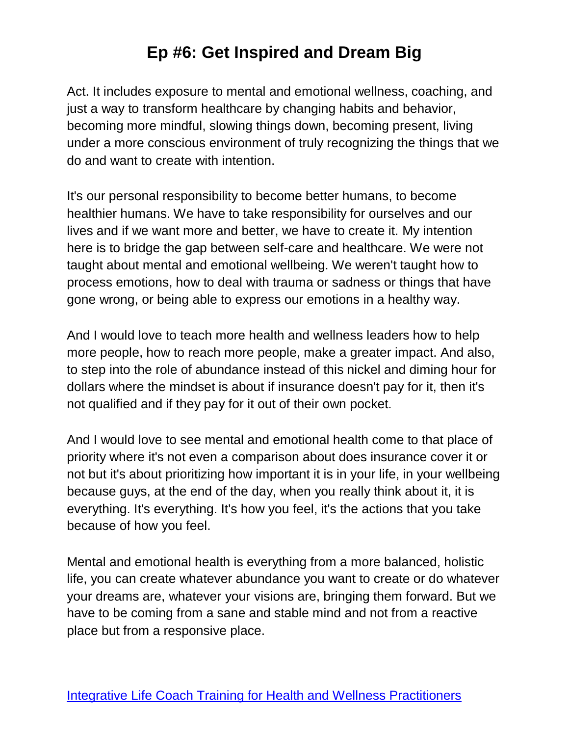Act. It includes exposure to mental and emotional wellness, coaching, and just a way to transform healthcare by changing habits and behavior, becoming more mindful, slowing things down, becoming present, living under a more conscious environment of truly recognizing the things that we do and want to create with intention.

It's our personal responsibility to become better humans, to become healthier humans. We have to take responsibility for ourselves and our lives and if we want more and better, we have to create it. My intention here is to bridge the gap between self-care and healthcare. We were not taught about mental and emotional wellbeing. We weren't taught how to process emotions, how to deal with trauma or sadness or things that have gone wrong, or being able to express our emotions in a healthy way.

And I would love to teach more health and wellness leaders how to help more people, how to reach more people, make a greater impact. And also, to step into the role of abundance instead of this nickel and diming hour for dollars where the mindset is about if insurance doesn't pay for it, then it's not qualified and if they pay for it out of their own pocket.

And I would love to see mental and emotional health come to that place of priority where it's not even a comparison about does insurance cover it or not but it's about prioritizing how important it is in your life, in your wellbeing because guys, at the end of the day, when you really think about it, it is everything. It's everything. It's how you feel, it's the actions that you take because of how you feel.

Mental and emotional health is everything from a more balanced, holistic life, you can create whatever abundance you want to create or do whatever your dreams are, whatever your visions are, bringing them forward. But we have to be coming from a sane and stable mind and not from a reactive place but from a responsive place.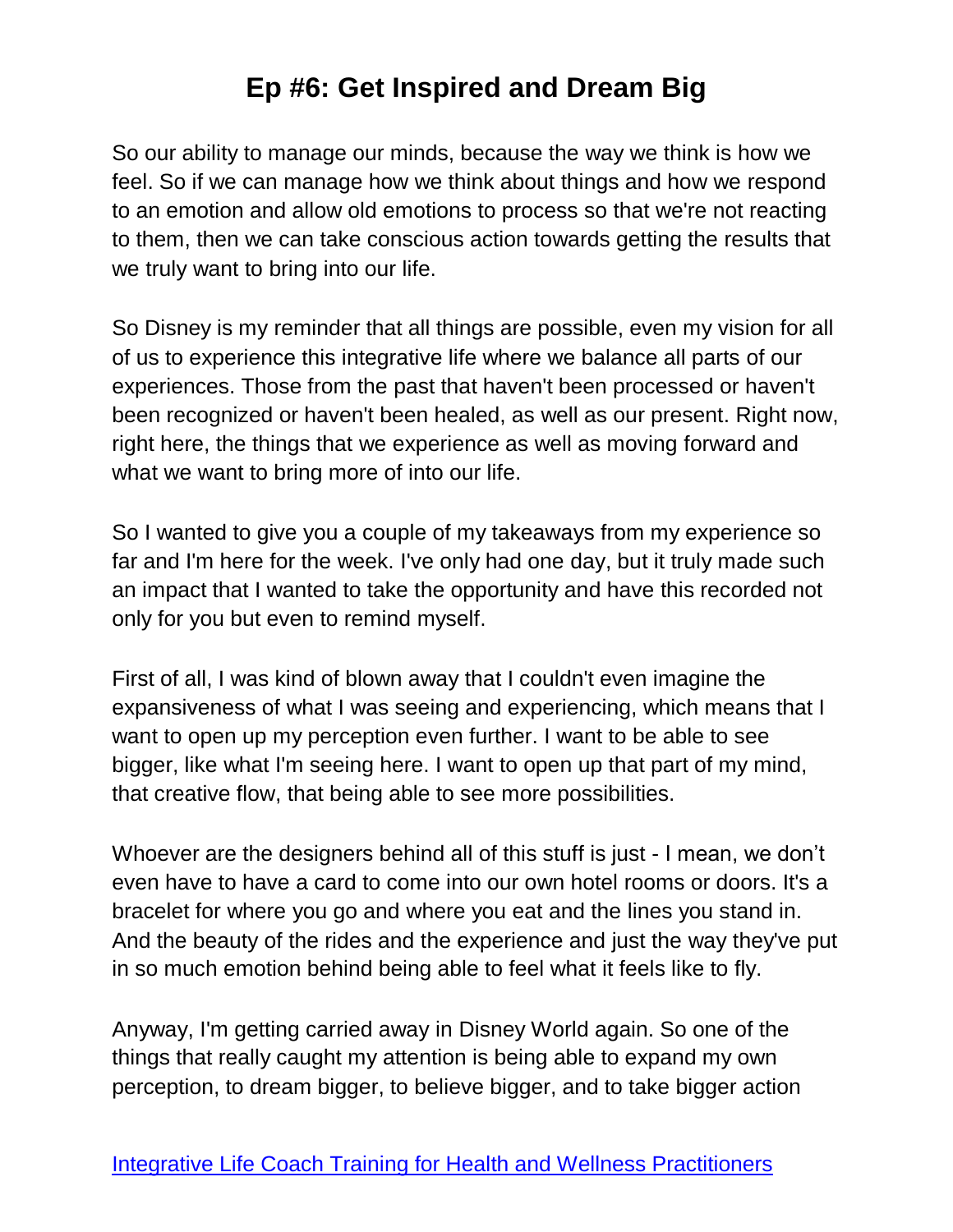So our ability to manage our minds, because the way we think is how we feel. So if we can manage how we think about things and how we respond to an emotion and allow old emotions to process so that we're not reacting to them, then we can take conscious action towards getting the results that we truly want to bring into our life.

So Disney is my reminder that all things are possible, even my vision for all of us to experience this integrative life where we balance all parts of our experiences. Those from the past that haven't been processed or haven't been recognized or haven't been healed, as well as our present. Right now, right here, the things that we experience as well as moving forward and what we want to bring more of into our life.

So I wanted to give you a couple of my takeaways from my experience so far and I'm here for the week. I've only had one day, but it truly made such an impact that I wanted to take the opportunity and have this recorded not only for you but even to remind myself.

First of all, I was kind of blown away that I couldn't even imagine the expansiveness of what I was seeing and experiencing, which means that I want to open up my perception even further. I want to be able to see bigger, like what I'm seeing here. I want to open up that part of my mind, that creative flow, that being able to see more possibilities.

Whoever are the designers behind all of this stuff is just - I mean, we don't even have to have a card to come into our own hotel rooms or doors. It's a bracelet for where you go and where you eat and the lines you stand in. And the beauty of the rides and the experience and just the way they've put in so much emotion behind being able to feel what it feels like to fly.

Anyway, I'm getting carried away in Disney World again. So one of the things that really caught my attention is being able to expand my own perception, to dream bigger, to believe bigger, and to take bigger action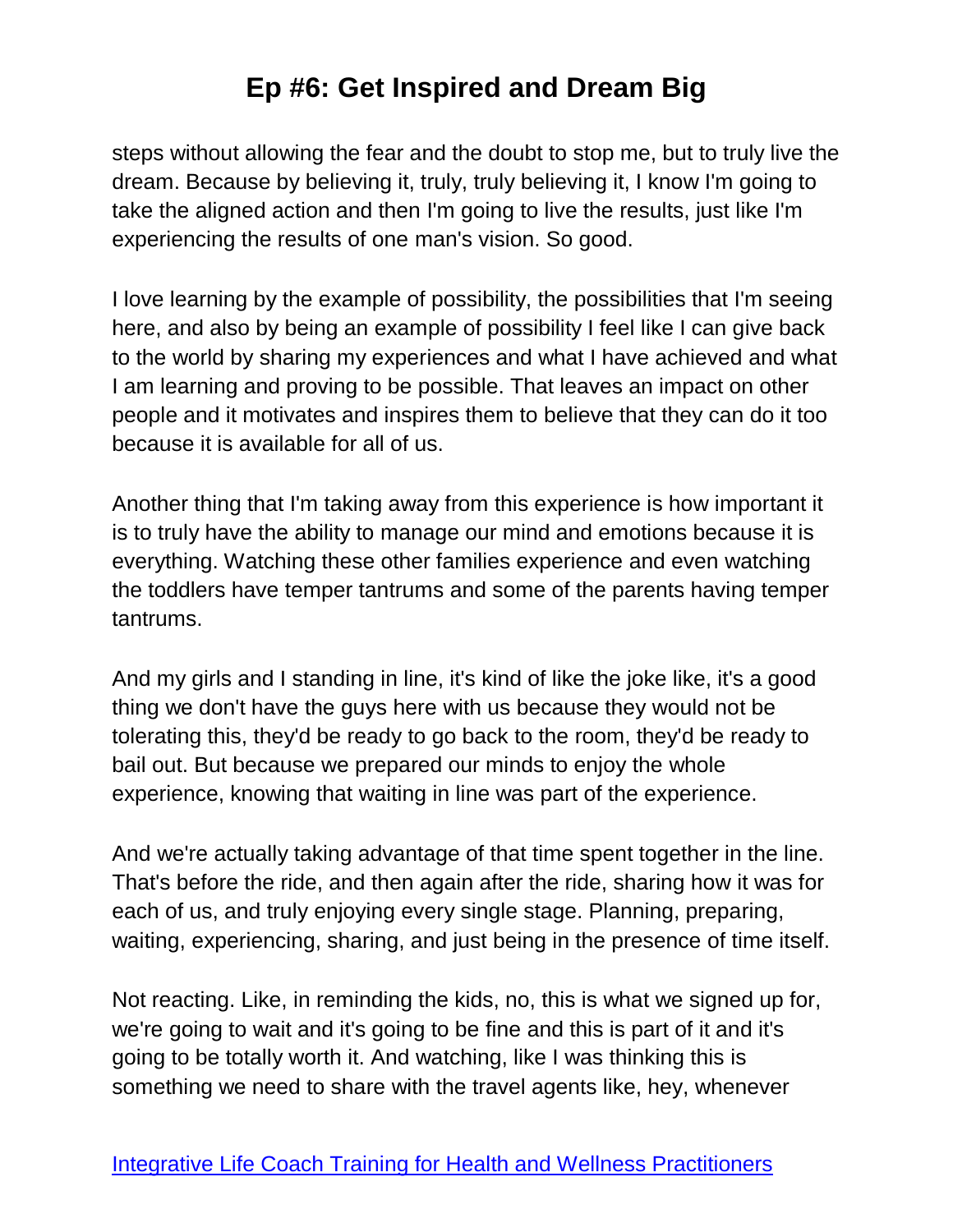steps without allowing the fear and the doubt to stop me, but to truly live the dream. Because by believing it, truly, truly believing it, I know I'm going to take the aligned action and then I'm going to live the results, just like I'm experiencing the results of one man's vision. So good.

I love learning by the example of possibility, the possibilities that I'm seeing here, and also by being an example of possibility I feel like I can give back to the world by sharing my experiences and what I have achieved and what I am learning and proving to be possible. That leaves an impact on other people and it motivates and inspires them to believe that they can do it too because it is available for all of us.

Another thing that I'm taking away from this experience is how important it is to truly have the ability to manage our mind and emotions because it is everything. Watching these other families experience and even watching the toddlers have temper tantrums and some of the parents having temper tantrums.

And my girls and I standing in line, it's kind of like the joke like, it's a good thing we don't have the guys here with us because they would not be tolerating this, they'd be ready to go back to the room, they'd be ready to bail out. But because we prepared our minds to enjoy the whole experience, knowing that waiting in line was part of the experience.

And we're actually taking advantage of that time spent together in the line. That's before the ride, and then again after the ride, sharing how it was for each of us, and truly enjoying every single stage. Planning, preparing, waiting, experiencing, sharing, and just being in the presence of time itself.

Not reacting. Like, in reminding the kids, no, this is what we signed up for, we're going to wait and it's going to be fine and this is part of it and it's going to be totally worth it. And watching, like I was thinking this is something we need to share with the travel agents like, hey, whenever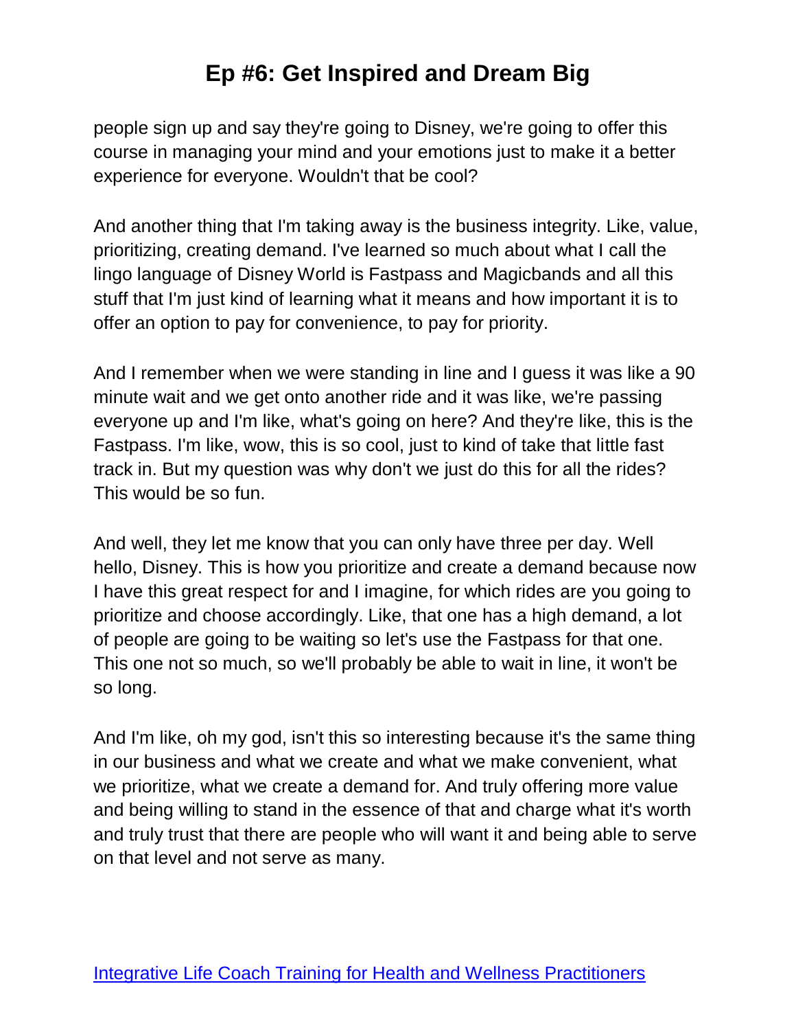people sign up and say they're going to Disney, we're going to offer this course in managing your mind and your emotions just to make it a better experience for everyone. Wouldn't that be cool?

And another thing that I'm taking away is the business integrity. Like, value, prioritizing, creating demand. I've learned so much about what I call the lingo language of Disney World is Fastpass and Magicbands and all this stuff that I'm just kind of learning what it means and how important it is to offer an option to pay for convenience, to pay for priority.

And I remember when we were standing in line and I guess it was like a 90 minute wait and we get onto another ride and it was like, we're passing everyone up and I'm like, what's going on here? And they're like, this is the Fastpass. I'm like, wow, this is so cool, just to kind of take that little fast track in. But my question was why don't we just do this for all the rides? This would be so fun.

And well, they let me know that you can only have three per day. Well hello, Disney. This is how you prioritize and create a demand because now I have this great respect for and I imagine, for which rides are you going to prioritize and choose accordingly. Like, that one has a high demand, a lot of people are going to be waiting so let's use the Fastpass for that one. This one not so much, so we'll probably be able to wait in line, it won't be so long.

And I'm like, oh my god, isn't this so interesting because it's the same thing in our business and what we create and what we make convenient, what we prioritize, what we create a demand for. And truly offering more value and being willing to stand in the essence of that and charge what it's worth and truly trust that there are people who will want it and being able to serve on that level and not serve as many.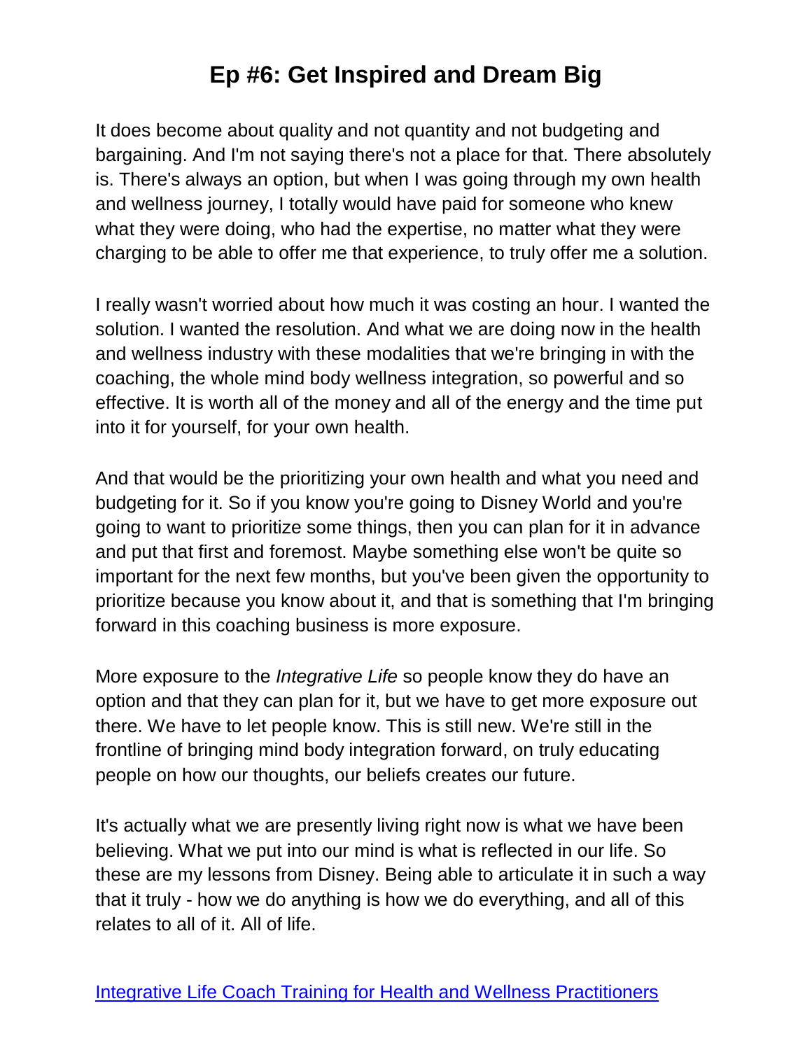It does become about quality and not quantity and not budgeting and bargaining. And I'm not saying there's not a place for that. There absolutely is. There's always an option, but when I was going through my own health and wellness journey, I totally would have paid for someone who knew what they were doing, who had the expertise, no matter what they were charging to be able to offer me that experience, to truly offer me a solution.

I really wasn't worried about how much it was costing an hour. I wanted the solution. I wanted the resolution. And what we are doing now in the health and wellness industry with these modalities that we're bringing in with the coaching, the whole mind body wellness integration, so powerful and so effective. It is worth all of the money and all of the energy and the time put into it for yourself, for your own health.

And that would be the prioritizing your own health and what you need and budgeting for it. So if you know you're going to Disney World and you're going to want to prioritize some things, then you can plan for it in advance and put that first and foremost. Maybe something else won't be quite so important for the next few months, but you've been given the opportunity to prioritize because you know about it, and that is something that I'm bringing forward in this coaching business is more exposure.

More exposure to the *Integrative Life* so people know they do have an option and that they can plan for it, but we have to get more exposure out there. We have to let people know. This is still new. We're still in the frontline of bringing mind body integration forward, on truly educating people on how our thoughts, our beliefs creates our future.

It's actually what we are presently living right now is what we have been believing. What we put into our mind is what is reflected in our life. So these are my lessons from Disney. Being able to articulate it in such a way that it truly - how we do anything is how we do everything, and all of this relates to all of it. All of life.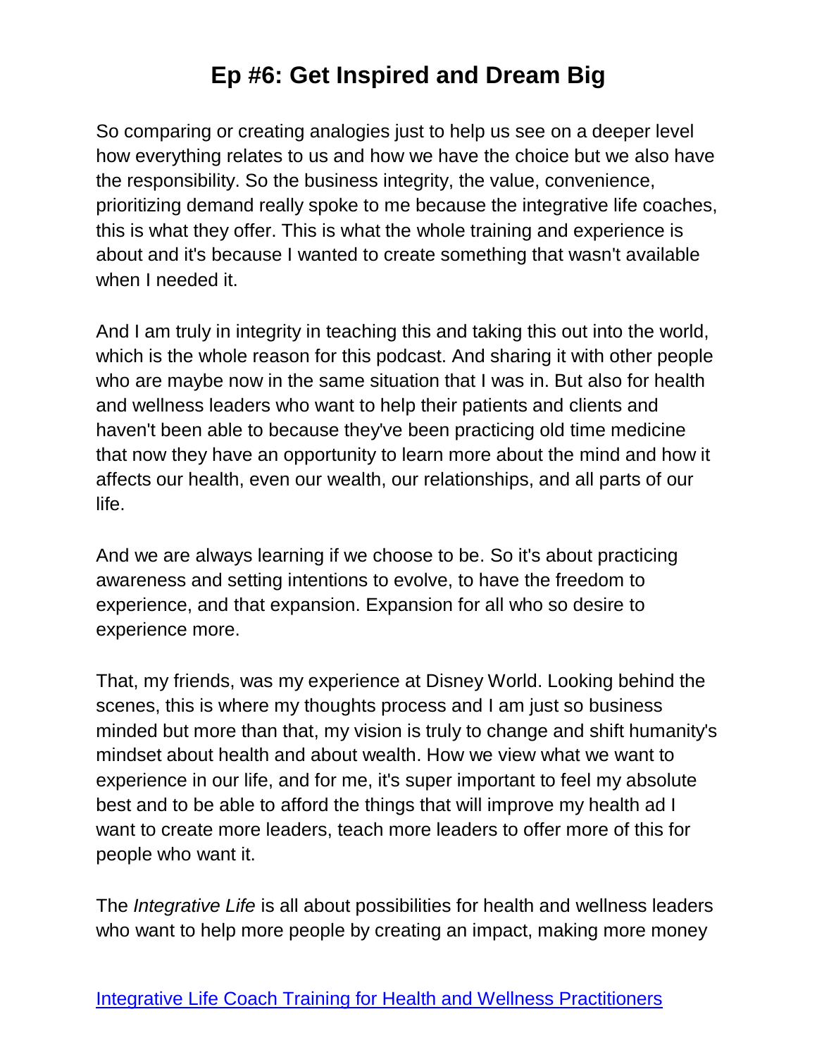# Ep #6: Get Inspired and Dream Big

So comparing or creating analogies just to help us see on a deeper level how everything relates to us and how we have the choice but we also have the responsibility. So the business integrity, the value, convenience, prioritizing demand really spoke to me because the integrative life coaches, this is what they offer. This is what the whole training and experience is about and it's because I wanted to create something that wasn't available when I needed it.

And I am truly in integrity in teaching this and taking this out into the world, which is the whole reason for this podcast. And sharing it with other people who are maybe now in the same situation that I was in. But also for health and wellness leaders who want to help their patients and clients and haven't been able to because they've been practicing old time medicine that now they have an opportunity to learn more about the mind and how it affects our health, even our wealth, our relationships, and all parts of our life.

And we are always learning if we choose to be. So it's about practicing awareness and setting intentions to evolve, to have the freedom to experience, and that expansion. Expansion for all who so desire to experience more.

That, my friends, was my experience at Disney World. Looking behind the scenes, this is where my thoughts process and I am just so business minded but more than that, my vision is truly to change and shift humanity's mindset about health and about wealth. How we view what we want to experience in our life, and for me, it's super important to feel my absolute best and to be able to afford the things that will improve my health ad I want to create more leaders, teach more leaders to offer more of this for people who want it.

The *Integrative Life* is all about possibilities for health and wellness leaders who want to help more people by creating an impact, making more money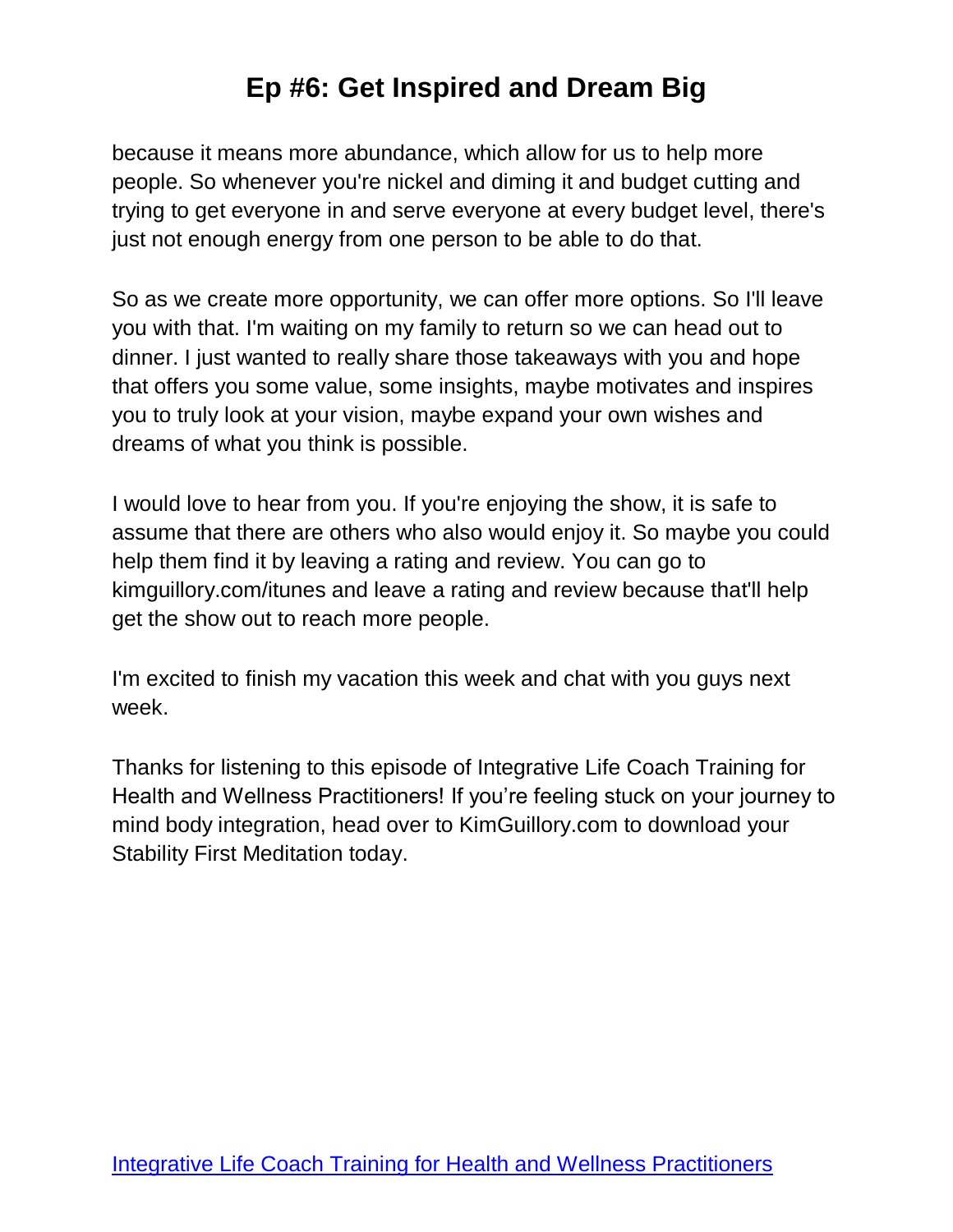because it means more abundance, which allow for us to help more people. So whenever you're nickel and diming it and budget cutting and trying to get everyone in and serve everyone at every budget level, there's just not enough energy from one person to be able to do that.

So as we create more opportunity, we can offer more options. So I'll leave you with that. I'm waiting on my family to return so we can head out to dinner. I just wanted to really share those takeaways with you and hope that offers you some value, some insights, maybe motivates and inspires you to truly look at your vision, maybe expand your own wishes and dreams of what you think is possible.

I would love to hear from you. If you're enjoying the show, it is safe to assume that there are others who also would enjoy it. So maybe you could help them find it by leaving a rating and review. You can go to kimguillory.com/itunes and leave a rating and review because that'll help get the show out to reach more people.

I'm excited to finish my vacation this week and chat with you guys next week.

Thanks for listening to this episode of Integrative Life Coach Training for Health and Wellness Practitioners! If you're feeling stuck on your journey to mind body integration, head over to KimGuillory.com to download your Stability First Meditation today.